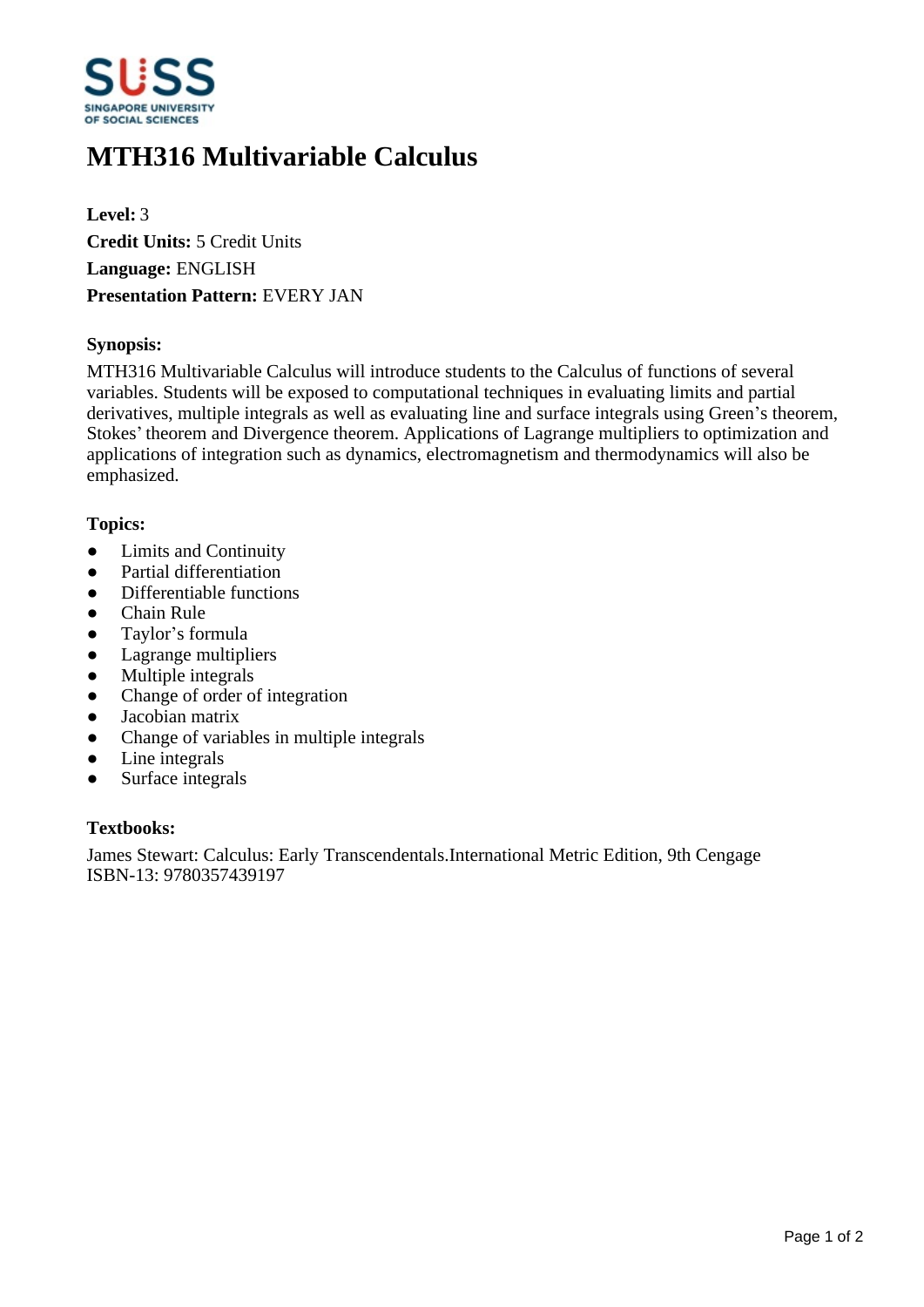# MTH316 Multivariable Calculus

**Level:** 3
**Credit Units:** 5 Credit Units
**Language:** ENGLISH
**Presentation Pattern:** EVERY JAN

### Synopsis:

MTH316 Multivariable Calculus will introduce students to the Calculus of functions of several variables. Students will be exposed to computational techniques in evaluating limits and partial derivatives, multiple integrals as well as evaluating line and surface integrals using Green's theorem, Stokes' theorem and Divergence theorem. Applications of Lagrange multipliers to optimization and applications of integration such as dynamics, electromagnetism and thermodynamics will also be emphasized.

### Topics:

- Limits and Continuity
- Partial differentiation
- Differentiable functions
- Chain Rule
- Taylor's formula
- Lagrange multipliers
- Multiple integrals
- Change of order of integration
- Jacobian matrix
- Change of variables in multiple integrals
- Line integrals
- Surface integrals

### Textbooks:

James Stewart: Calculus: Early Transcendentals.International Metric Edition, 9th Cengage
ISBN-13: 9780357439197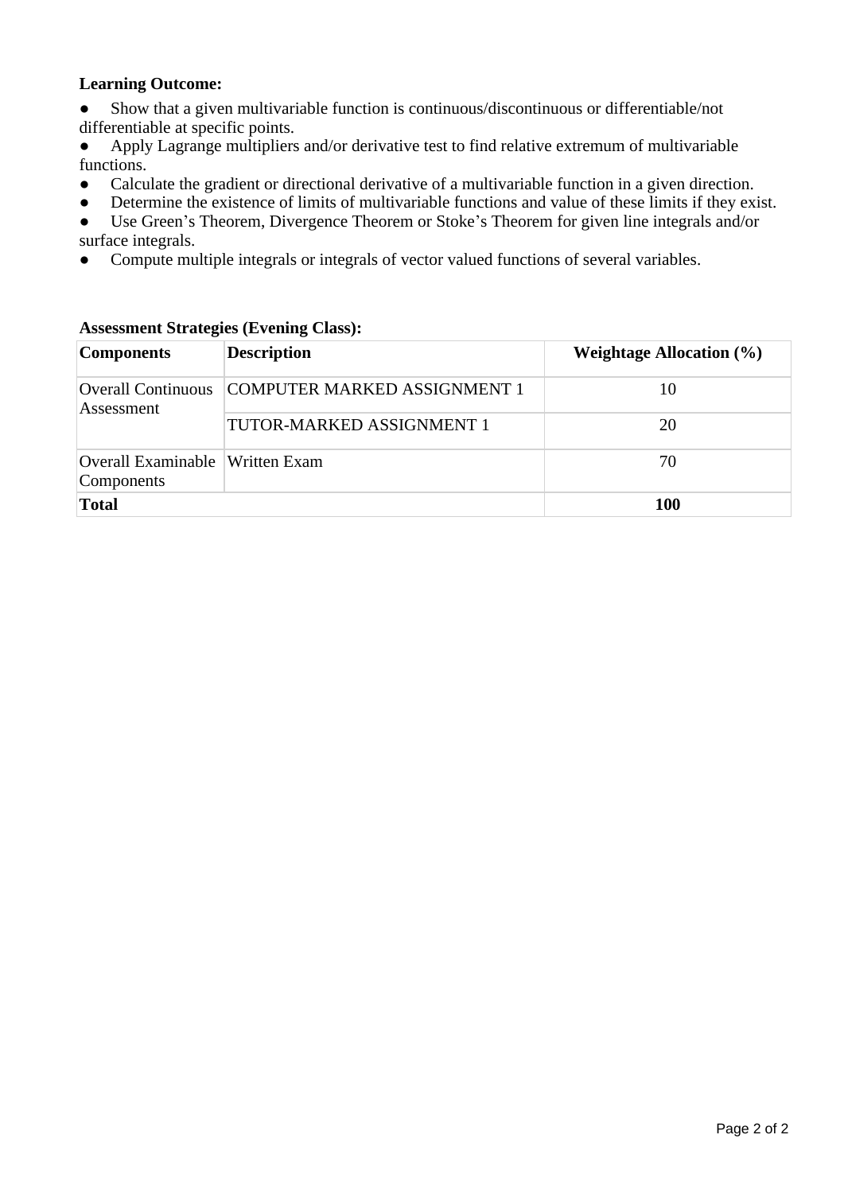**Learning Outcome:**

- Show that a given multivariable function is continuous/discontinuous or differentiable/not differentiable at specific points.
- Apply Lagrange multipliers and/or derivative test to find relative extremum of multivariable functions.
- Calculate the gradient or directional derivative of a multivariable function in a given direction.
- Determine the existence of limits of multivariable functions and value of these limits if they exist.
- Use Green's Theorem, Divergence Theorem or Stoke's Theorem for given line integrals and/or surface integrals.
- Compute multiple integrals or integrals of vector valued functions of several variables.

**Assessment Strategies (Evening Class):**

| **Components** | **Description** | **Weightage Allocation (%)** |
|---|---|---|
| Overall Continuous Assessment | COMPUTER MARKED ASSIGNMENT 1 | 10 |
| | TUTOR-MARKED ASSIGNMENT 1 | 20 |
| Overall Examinable Components | Written Exam | 70 |
| **Total** | | **100** |